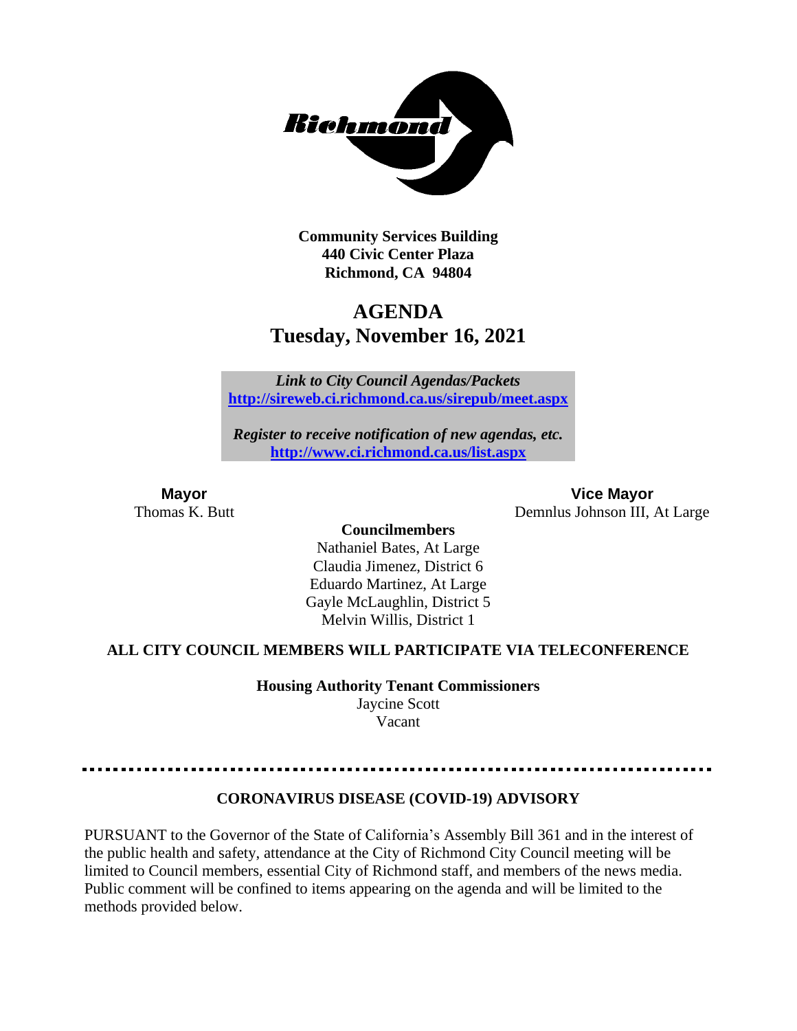**Community Services Building**
**440 Civic Center Plaza**
**Richmond, CA 94804**

# AGENDA
## Tuesday, November 16, 2021

*Link to City Council Agendas/Packets*
**http://sireweb.ci.richmond.ca.us/sirepub/meet.aspx**

*Register to receive notification of new agendas, etc.*
**http://www.ci.richmond.ca.us/list.aspx**

**Mayor**
Thomas K. Butt

**Vice Mayor**
Demnlus Johnson III, At Large

**Councilmembers**
Nathaniel Bates, At Large
Claudia Jimenez, District 6
Eduardo Martinez, At Large
Gayle McLaughlin, District 5
Melvin Willis, District 1

**ALL CITY COUNCIL MEMBERS WILL PARTICIPATE VIA TELECONFERENCE**

**Housing Authority Tenant Commissioners**
Jaycine Scott
Vacant

---

**CORONAVIRUS DISEASE (COVID-19) ADVISORY**

PURSUANT to the Governor of the State of California's Assembly Bill 361 and in the interest of the public health and safety, attendance at the City of Richmond City Council meeting will be limited to Council members, essential City of Richmond staff, and members of the news media. Public comment will be confined to items appearing on the agenda and will be limited to the methods provided below.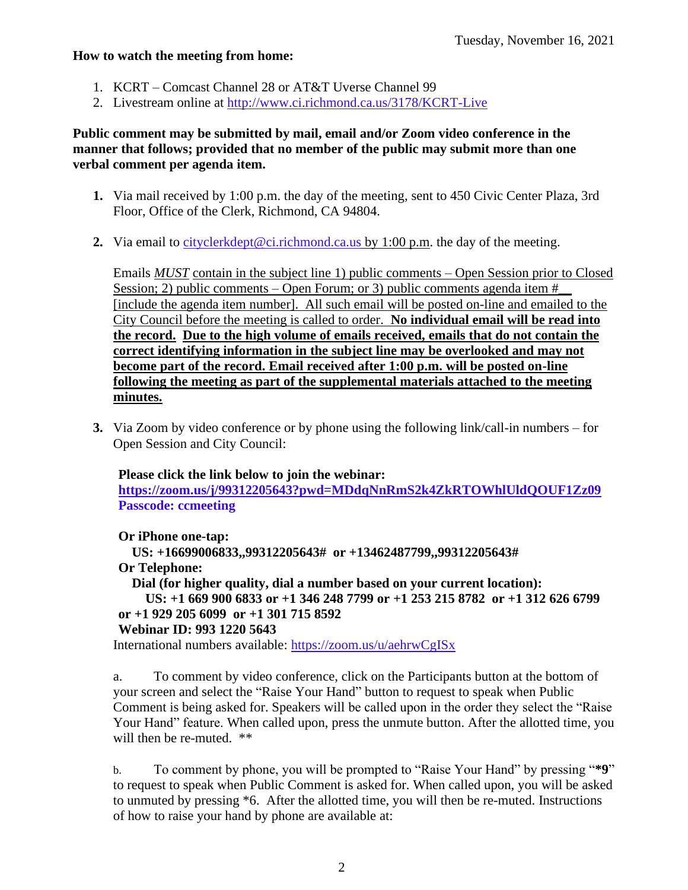Tuesday, November 16, 2021

**How to watch the meeting from home:**

1. KCRT – Comcast Channel 28 or AT&T Uverse Channel 99
2. Livestream online at http://www.ci.richmond.ca.us/3178/KCRT-Live

**Public comment may be submitted by mail, email and/or Zoom video conference in the manner that follows; provided that no member of the public may submit more than one verbal comment per agenda item.**

1. Via mail received by 1:00 p.m. the day of the meeting, sent to 450 Civic Center Plaza, 3rd Floor, Office of the Clerk, Richmond, CA 94804.

2. Via email to cityclerkdept@ci.richmond.ca.us by 1:00 p.m. the day of the meeting.

   Emails *MUST* contain in the subject line 1) public comments – Open Session prior to Closed Session; 2) public comments – Open Forum; or 3) public comments agenda item #__ [include the agenda item number]. All such email will be posted on-line and emailed to the City Council before the meeting is called to order. **No individual email will be read into the record. Due to the high volume of emails received, emails that do not contain the correct identifying information in the subject line may be overlooked and may not become part of the record. Email received after 1:00 p.m. will be posted on-line following the meeting as part of the supplemental materials attached to the meeting minutes.**

3. Via Zoom by video conference or by phone using the following link/call-in numbers – for Open Session and City Council:

   **Please click the link below to join the webinar:**
   **https://zoom.us/j/99312205643?pwd=MDdqNnRmS2k4ZkRTOWhlUldQOUF1Zz09**
   **Passcode: ccmeeting**

   **Or iPhone one-tap:**
   **US: +16699006833,,99312205643# or +13462487799,,99312205643#**
   **Or Telephone:**
   **Dial (for higher quality, dial a number based on your current location):**
   **US: +1 669 900 6833 or +1 346 248 7799 or +1 253 215 8782 or +1 312 626 6799 or +1 929 205 6099 or +1 301 715 8592**
   **Webinar ID: 993 1220 5643**
   International numbers available: https://zoom.us/u/aehrwCgISx

   a. To comment by video conference, click on the Participants button at the bottom of your screen and select the "Raise Your Hand" button to request to speak when Public Comment is being asked for. Speakers will be called upon in the order they select the "Raise Your Hand" feature. When called upon, press the unmute button. After the allotted time, you will then be re-muted. **

   b. To comment by phone, you will be prompted to "Raise Your Hand" by pressing "**\*9**" to request to speak when Public Comment is asked for. When called upon, you will be asked to unmuted by pressing *6. After the allotted time, you will then be re-muted. Instructions of how to raise your hand by phone are available at: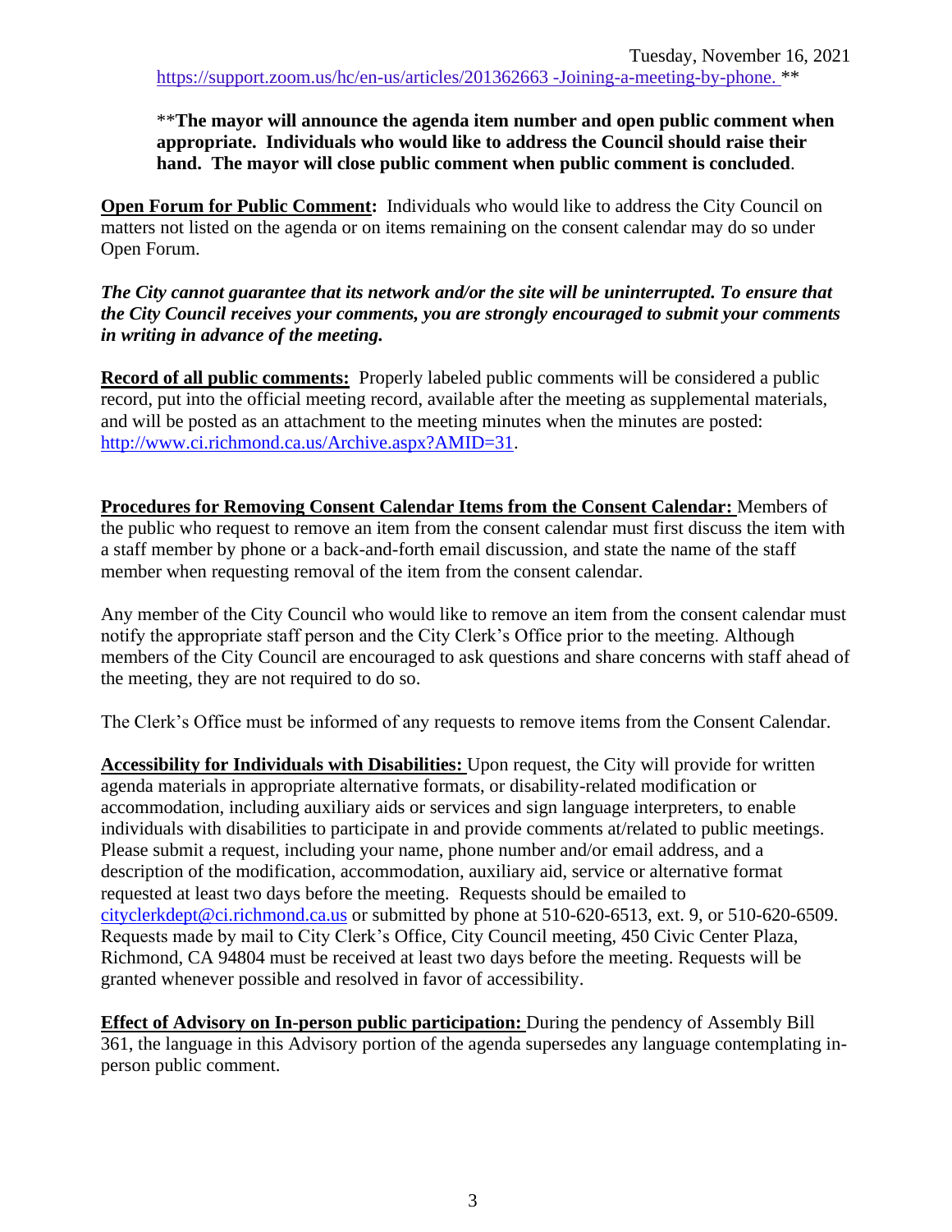https://support.zoom.us/hc/en-us/articles/201362663 -Joining-a-meeting-by-phone. **

**The mayor will announce the agenda item number and open public comment when appropriate. Individuals who would like to address the Council should raise their hand. The mayor will close public comment when public comment is concluded**.

**Open Forum for Public Comment:** Individuals who would like to address the City Council on matters not listed on the agenda or on items remaining on the consent calendar may do so under Open Forum.

***The City cannot guarantee that its network and/or the site will be uninterrupted. To ensure that the City Council receives your comments, you are strongly encouraged to submit your comments in writing in advance of the meeting.***

**Record of all public comments:** Properly labeled public comments will be considered a public record, put into the official meeting record, available after the meeting as supplemental materials, and will be posted as an attachment to the meeting minutes when the minutes are posted: http://www.ci.richmond.ca.us/Archive.aspx?AMID=31.

**Procedures for Removing Consent Calendar Items from the Consent Calendar:** Members of the public who request to remove an item from the consent calendar must first discuss the item with a staff member by phone or a back-and-forth email discussion, and state the name of the staff member when requesting removal of the item from the consent calendar.

Any member of the City Council who would like to remove an item from the consent calendar must notify the appropriate staff person and the City Clerk's Office prior to the meeting. Although members of the City Council are encouraged to ask questions and share concerns with staff ahead of the meeting, they are not required to do so.

The Clerk's Office must be informed of any requests to remove items from the Consent Calendar.

**Accessibility for Individuals with Disabilities:** Upon request, the City will provide for written agenda materials in appropriate alternative formats, or disability-related modification or accommodation, including auxiliary aids or services and sign language interpreters, to enable individuals with disabilities to participate in and provide comments at/related to public meetings. Please submit a request, including your name, phone number and/or email address, and a description of the modification, accommodation, auxiliary aid, service or alternative format requested at least two days before the meeting. Requests should be emailed to cityclerkdept@ci.richmond.ca.us or submitted by phone at 510-620-6513, ext. 9, or 510-620-6509. Requests made by mail to City Clerk's Office, City Council meeting, 450 Civic Center Plaza, Richmond, CA 94804 must be received at least two days before the meeting. Requests will be granted whenever possible and resolved in favor of accessibility.

**Effect of Advisory on In-person public participation:** During the pendency of Assembly Bill 361, the language in this Advisory portion of the agenda supersedes any language contemplating in-person public comment.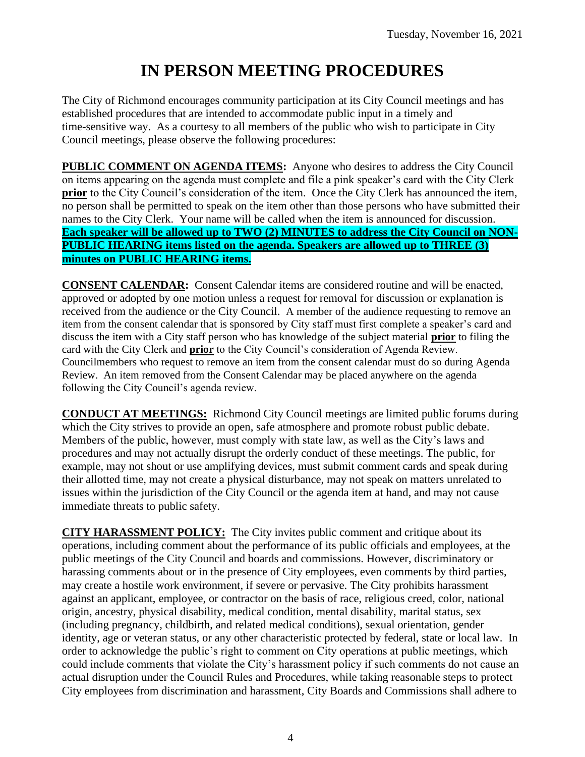# IN PERSON MEETING PROCEDURES

The City of Richmond encourages community participation at its City Council meetings and has established procedures that are intended to accommodate public input in a timely and time-sensitive way. As a courtesy to all members of the public who wish to participate in City Council meetings, please observe the following procedures:

**PUBLIC COMMENT ON AGENDA ITEMS:** Anyone who desires to address the City Council on items appearing on the agenda must complete and file a pink speaker's card with the City Clerk **prior** to the City Council's consideration of the item. Once the City Clerk has announced the item, no person shall be permitted to speak on the item other than those persons who have submitted their names to the City Clerk. Your name will be called when the item is announced for discussion. **Each speaker will be allowed up to TWO (2) MINUTES to address the City Council on NON-PUBLIC HEARING items listed on the agenda. Speakers are allowed up to THREE (3) minutes on PUBLIC HEARING items.**

**CONSENT CALENDAR:** Consent Calendar items are considered routine and will be enacted, approved or adopted by one motion unless a request for removal for discussion or explanation is received from the audience or the City Council. A member of the audience requesting to remove an item from the consent calendar that is sponsored by City staff must first complete a speaker's card and discuss the item with a City staff person who has knowledge of the subject material **prior** to filing the card with the City Clerk and **prior** to the City Council's consideration of Agenda Review. Councilmembers who request to remove an item from the consent calendar must do so during Agenda Review. An item removed from the Consent Calendar may be placed anywhere on the agenda following the City Council's agenda review.

**CONDUCT AT MEETINGS:** Richmond City Council meetings are limited public forums during which the City strives to provide an open, safe atmosphere and promote robust public debate. Members of the public, however, must comply with state law, as well as the City's laws and procedures and may not actually disrupt the orderly conduct of these meetings. The public, for example, may not shout or use amplifying devices, must submit comment cards and speak during their allotted time, may not create a physical disturbance, may not speak on matters unrelated to issues within the jurisdiction of the City Council or the agenda item at hand, and may not cause immediate threats to public safety.

**CITY HARASSMENT POLICY:** The City invites public comment and critique about its operations, including comment about the performance of its public officials and employees, at the public meetings of the City Council and boards and commissions. However, discriminatory or harassing comments about or in the presence of City employees, even comments by third parties, may create a hostile work environment, if severe or pervasive. The City prohibits harassment against an applicant, employee, or contractor on the basis of race, religious creed, color, national origin, ancestry, physical disability, medical condition, mental disability, marital status, sex (including pregnancy, childbirth, and related medical conditions), sexual orientation, gender identity, age or veteran status, or any other characteristic protected by federal, state or local law. In order to acknowledge the public's right to comment on City operations at public meetings, which could include comments that violate the City's harassment policy if such comments do not cause an actual disruption under the Council Rules and Procedures, while taking reasonable steps to protect City employees from discrimination and harassment, City Boards and Commissions shall adhere to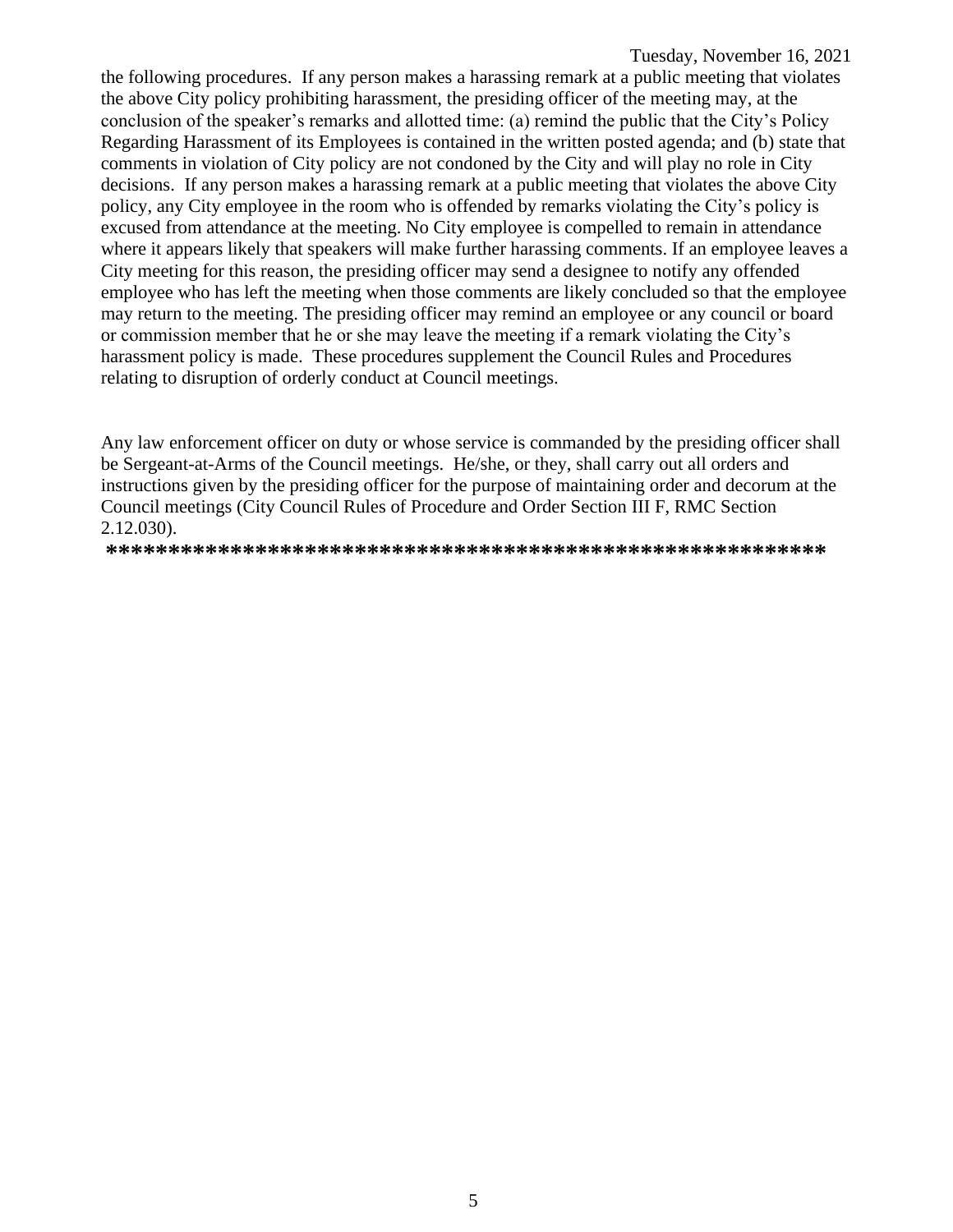the following procedures. If any person makes a harassing remark at a public meeting that violates the above City policy prohibiting harassment, the presiding officer of the meeting may, at the conclusion of the speaker's remarks and allotted time: (a) remind the public that the City's Policy Regarding Harassment of its Employees is contained in the written posted agenda; and (b) state that comments in violation of City policy are not condoned by the City and will play no role in City decisions. If any person makes a harassing remark at a public meeting that violates the above City policy, any City employee in the room who is offended by remarks violating the City's policy is excused from attendance at the meeting. No City employee is compelled to remain in attendance where it appears likely that speakers will make further harassing comments. If an employee leaves a City meeting for this reason, the presiding officer may send a designee to notify any offended employee who has left the meeting when those comments are likely concluded so that the employee may return to the meeting. The presiding officer may remind an employee or any council or board or commission member that he or she may leave the meeting if a remark violating the City's harassment policy is made. These procedures supplement the Council Rules and Procedures relating to disruption of orderly conduct at Council meetings.

Any law enforcement officer on duty or whose service is commanded by the presiding officer shall be Sergeant-at-Arms of the Council meetings. He/she, or they, shall carry out all orders and instructions given by the presiding officer for the purpose of maintaining order and decorum at the Council meetings (City Council Rules of Procedure and Order Section III F, RMC Section 2.12.030).

**************************************************************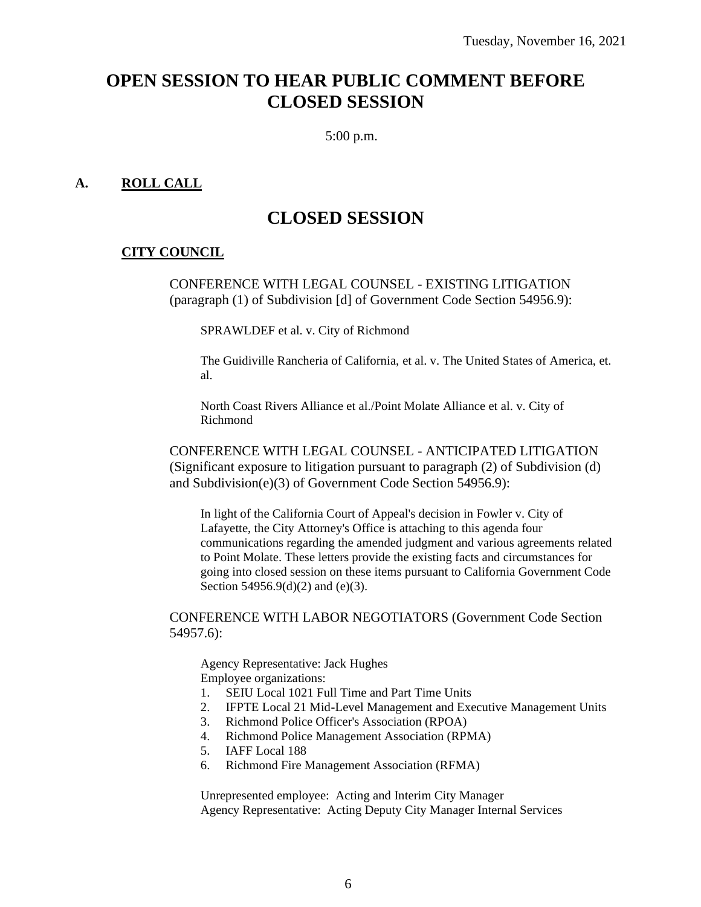Tuesday, November 16, 2021

# OPEN SESSION TO HEAR PUBLIC COMMENT BEFORE CLOSED SESSION

5:00 p.m.

## A. ROLL CALL

# CLOSED SESSION

### CITY COUNCIL

CONFERENCE WITH LEGAL COUNSEL - EXISTING LITIGATION (paragraph (1) of Subdivision [d] of Government Code Section 54956.9):

SPRAWLDEF et al. v. City of Richmond

The Guidiville Rancheria of California, et al. v. The United States of America, et. al.

North Coast Rivers Alliance et al./Point Molate Alliance et al. v. City of Richmond

CONFERENCE WITH LEGAL COUNSEL - ANTICIPATED LITIGATION (Significant exposure to litigation pursuant to paragraph (2) of Subdivision (d) and Subdivision(e)(3) of Government Code Section 54956.9):

In light of the California Court of Appeal's decision in Fowler v. City of Lafayette, the City Attorney's Office is attaching to this agenda four communications regarding the amended judgment and various agreements related to Point Molate. These letters provide the existing facts and circumstances for going into closed session on these items pursuant to California Government Code Section 54956.9(d)(2) and (e)(3).

CONFERENCE WITH LABOR NEGOTIATORS (Government Code Section 54957.6):

Agency Representative: Jack Hughes
Employee organizations:

1. SEIU Local 1021 Full Time and Part Time Units
2. IFPTE Local 21 Mid-Level Management and Executive Management Units
3. Richmond Police Officer's Association (RPOA)
4. Richmond Police Management Association (RPMA)
5. IAFF Local 188
6. Richmond Fire Management Association (RFMA)

Unrepresented employee: Acting and Interim City Manager
Agency Representative: Acting Deputy City Manager Internal Services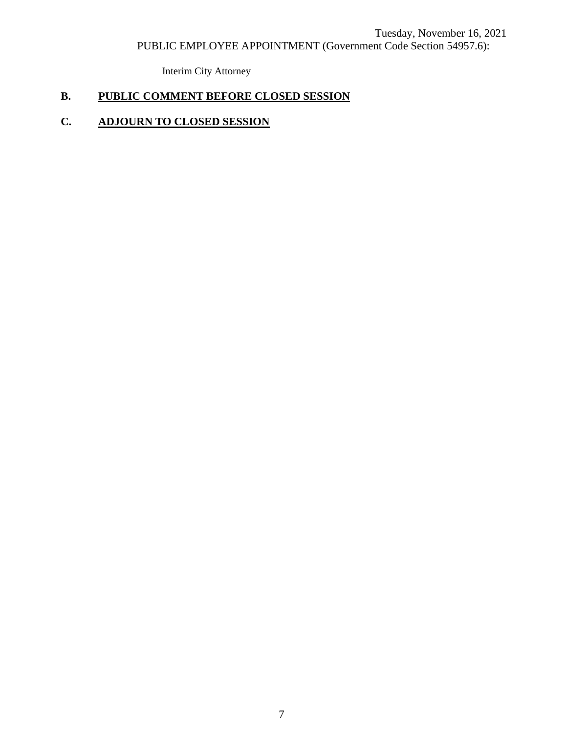PUBLIC EMPLOYEE APPOINTMENT (Government Code Section 54957.6):

Interim City Attorney

## B. PUBLIC COMMENT BEFORE CLOSED SESSION

## C. ADJOURN TO CLOSED SESSION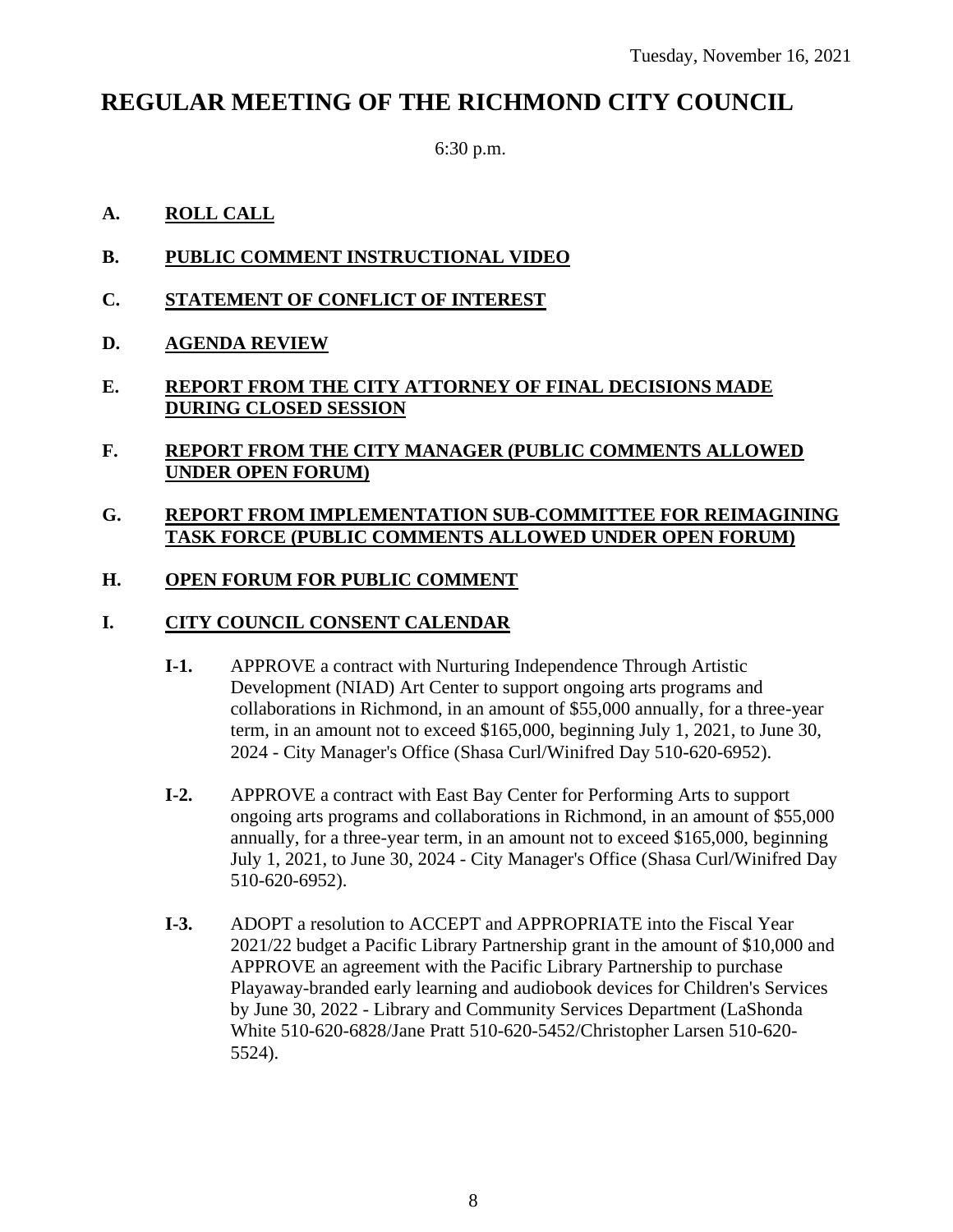Tuesday, November 16, 2021

# REGULAR MEETING OF THE RICHMOND CITY COUNCIL

6:30 p.m.

**A. ROLL CALL**

**B. PUBLIC COMMENT INSTRUCTIONAL VIDEO**

**C. STATEMENT OF CONFLICT OF INTEREST**

**D. AGENDA REVIEW**

**E. REPORT FROM THE CITY ATTORNEY OF FINAL DECISIONS MADE DURING CLOSED SESSION**

**F. REPORT FROM THE CITY MANAGER (PUBLIC COMMENTS ALLOWED UNDER OPEN FORUM)**

**G. REPORT FROM IMPLEMENTATION SUB-COMMITTEE FOR REIMAGINING TASK FORCE (PUBLIC COMMENTS ALLOWED UNDER OPEN FORUM)**

**H. OPEN FORUM FOR PUBLIC COMMENT**

**I. CITY COUNCIL CONSENT CALENDAR**

**I-1.** APPROVE a contract with Nurturing Independence Through Artistic Development (NIAD) Art Center to support ongoing arts programs and collaborations in Richmond, in an amount of $55,000 annually, for a three-year term, in an amount not to exceed $165,000, beginning July 1, 2021, to June 30, 2024 - City Manager's Office (Shasa Curl/Winifred Day 510-620-6952).

**I-2.** APPROVE a contract with East Bay Center for Performing Arts to support ongoing arts programs and collaborations in Richmond, in an amount of $55,000 annually, for a three-year term, in an amount not to exceed $165,000, beginning July 1, 2021, to June 30, 2024 - City Manager's Office (Shasa Curl/Winifred Day 510-620-6952).

**I-3.** ADOPT a resolution to ACCEPT and APPROPRIATE into the Fiscal Year 2021/22 budget a Pacific Library Partnership grant in the amount of $10,000 and APPROVE an agreement with the Pacific Library Partnership to purchase Playaway-branded early learning and audiobook devices for Children's Services by June 30, 2022 - Library and Community Services Department (LaShonda White 510-620-6828/Jane Pratt 510-620-5452/Christopher Larsen 510-620-5524).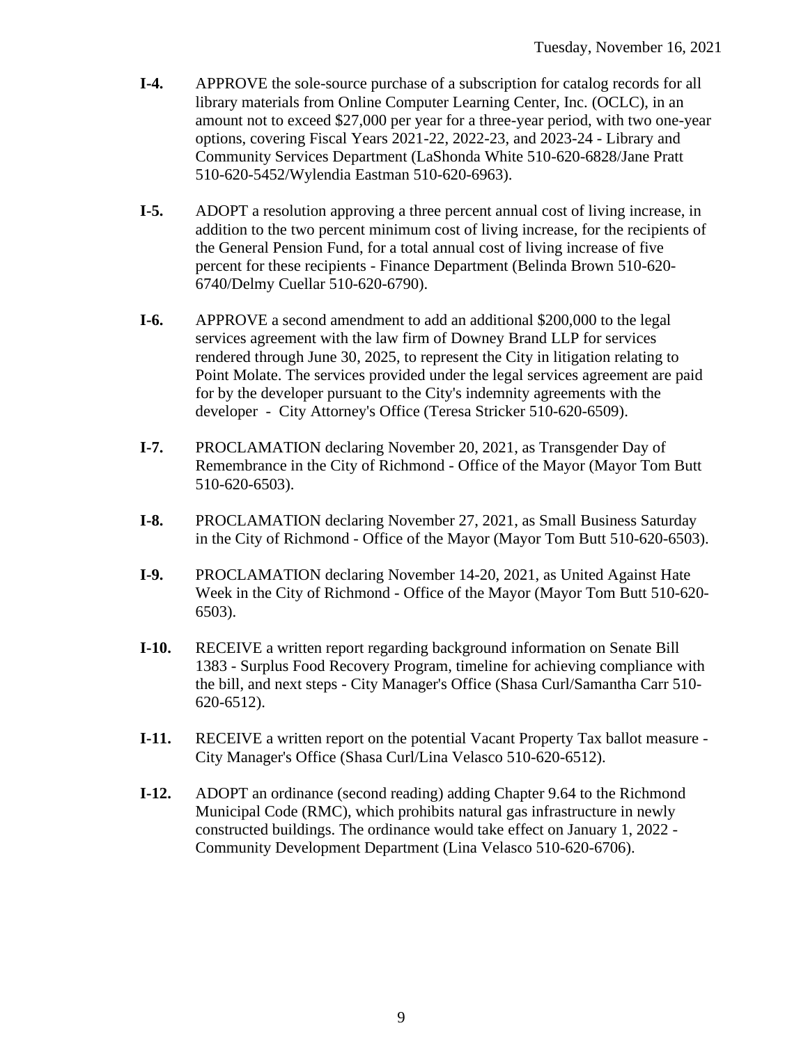**I-4.** APPROVE the sole-source purchase of a subscription for catalog records for all library materials from Online Computer Learning Center, Inc. (OCLC), in an amount not to exceed $27,000 per year for a three-year period, with two one-year options, covering Fiscal Years 2021-22, 2022-23, and 2023-24 - Library and Community Services Department (LaShonda White 510-620-6828/Jane Pratt 510-620-5452/Wylendia Eastman 510-620-6963).

**I-5.** ADOPT a resolution approving a three percent annual cost of living increase, in addition to the two percent minimum cost of living increase, for the recipients of the General Pension Fund, for a total annual cost of living increase of five percent for these recipients - Finance Department (Belinda Brown 510-620-6740/Delmy Cuellar 510-620-6790).

**I-6.** APPROVE a second amendment to add an additional $200,000 to the legal services agreement with the law firm of Downey Brand LLP for services rendered through June 30, 2025, to represent the City in litigation relating to Point Molate. The services provided under the legal services agreement are paid for by the developer pursuant to the City's indemnity agreements with the developer - City Attorney's Office (Teresa Stricker 510-620-6509).

**I-7.** PROCLAMATION declaring November 20, 2021, as Transgender Day of Remembrance in the City of Richmond - Office of the Mayor (Mayor Tom Butt 510-620-6503).

**I-8.** PROCLAMATION declaring November 27, 2021, as Small Business Saturday in the City of Richmond - Office of the Mayor (Mayor Tom Butt 510-620-6503).

**I-9.** PROCLAMATION declaring November 14-20, 2021, as United Against Hate Week in the City of Richmond - Office of the Mayor (Mayor Tom Butt 510-620-6503).

**I-10.** RECEIVE a written report regarding background information on Senate Bill 1383 - Surplus Food Recovery Program, timeline for achieving compliance with the bill, and next steps - City Manager's Office (Shasa Curl/Samantha Carr 510-620-6512).

**I-11.** RECEIVE a written report on the potential Vacant Property Tax ballot measure - City Manager's Office (Shasa Curl/Lina Velasco 510-620-6512).

**I-12.** ADOPT an ordinance (second reading) adding Chapter 9.64 to the Richmond Municipal Code (RMC), which prohibits natural gas infrastructure in newly constructed buildings. The ordinance would take effect on January 1, 2022 - Community Development Department (Lina Velasco 510-620-6706).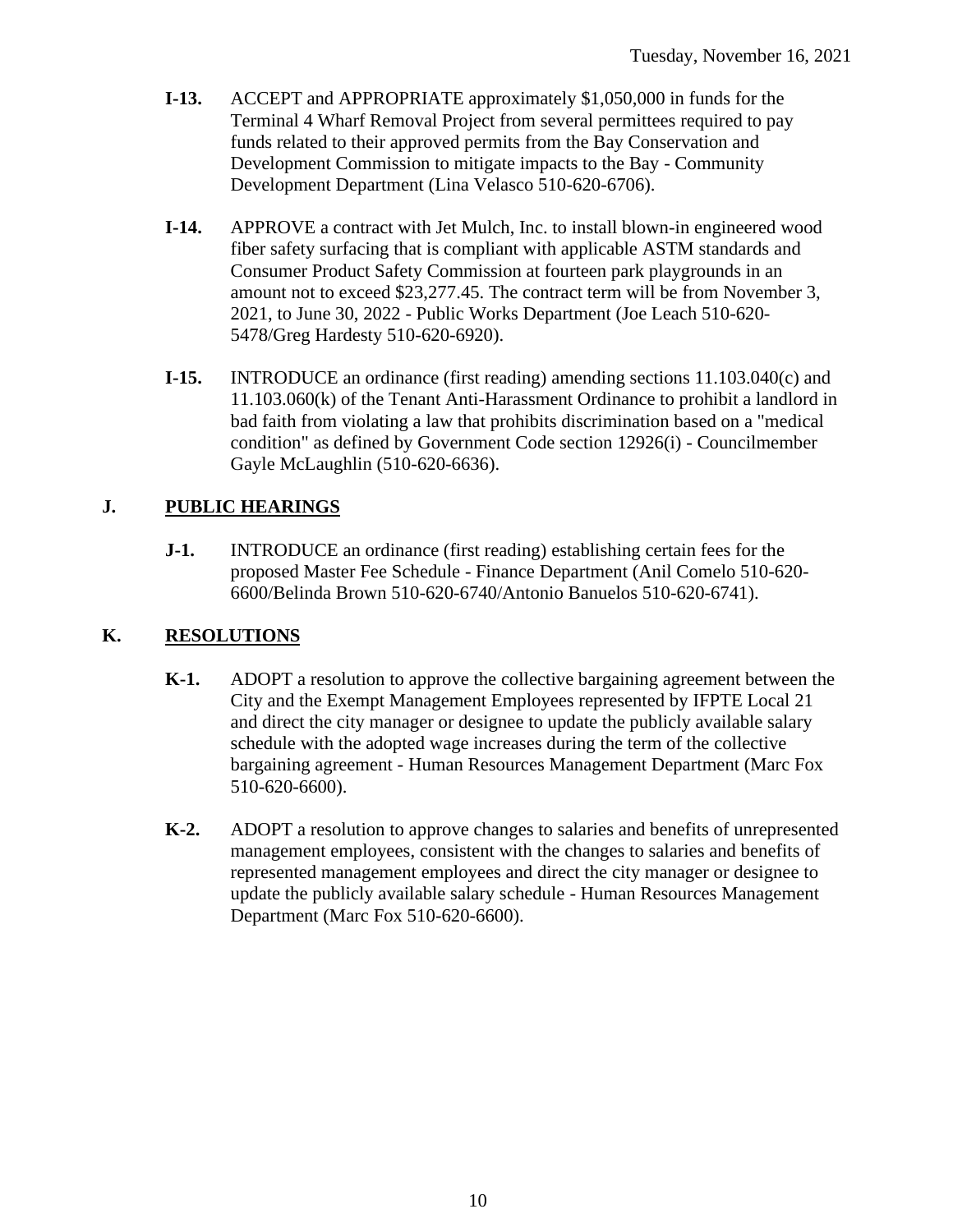**I-13.** ACCEPT and APPROPRIATE approximately $1,050,000 in funds for the Terminal 4 Wharf Removal Project from several permittees required to pay funds related to their approved permits from the Bay Conservation and Development Commission to mitigate impacts to the Bay - Community Development Department (Lina Velasco 510-620-6706).

**I-14.** APPROVE a contract with Jet Mulch, Inc. to install blown-in engineered wood fiber safety surfacing that is compliant with applicable ASTM standards and Consumer Product Safety Commission at fourteen park playgrounds in an amount not to exceed $23,277.45. The contract term will be from November 3, 2021, to June 30, 2022 - Public Works Department (Joe Leach 510-620-5478/Greg Hardesty 510-620-6920).

**I-15.** INTRODUCE an ordinance (first reading) amending sections 11.103.040(c) and 11.103.060(k) of the Tenant Anti-Harassment Ordinance to prohibit a landlord in bad faith from violating a law that prohibits discrimination based on a "medical condition" as defined by Government Code section 12926(i) - Councilmember Gayle McLaughlin (510-620-6636).

## J. PUBLIC HEARINGS

**J-1.** INTRODUCE an ordinance (first reading) establishing certain fees for the proposed Master Fee Schedule - Finance Department (Anil Comelo 510-620-6600/Belinda Brown 510-620-6740/Antonio Banuelos 510-620-6741).

## K. RESOLUTIONS

**K-1.** ADOPT a resolution to approve the collective bargaining agreement between the City and the Exempt Management Employees represented by IFPTE Local 21 and direct the city manager or designee to update the publicly available salary schedule with the adopted wage increases during the term of the collective bargaining agreement - Human Resources Management Department (Marc Fox 510-620-6600).

**K-2.** ADOPT a resolution to approve changes to salaries and benefits of unrepresented management employees, consistent with the changes to salaries and benefits of represented management employees and direct the city manager or designee to update the publicly available salary schedule - Human Resources Management Department (Marc Fox 510-620-6600).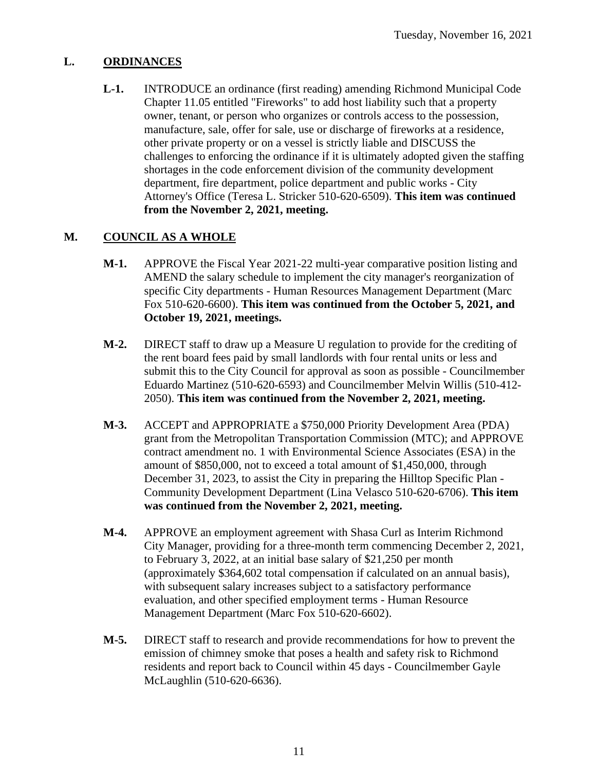## L. ORDINANCES

**L-1.** INTRODUCE an ordinance (first reading) amending Richmond Municipal Code Chapter 11.05 entitled "Fireworks" to add host liability such that a property owner, tenant, or person who organizes or controls access to the possession, manufacture, sale, offer for sale, use or discharge of fireworks at a residence, other private property or on a vessel is strictly liable and DISCUSS the challenges to enforcing the ordinance if it is ultimately adopted given the staffing shortages in the code enforcement division of the community development department, fire department, police department and public works - City Attorney's Office (Teresa L. Stricker 510-620-6509). **This item was continued from the November 2, 2021, meeting.**

## M. COUNCIL AS A WHOLE

**M-1.** APPROVE the Fiscal Year 2021-22 multi-year comparative position listing and AMEND the salary schedule to implement the city manager's reorganization of specific City departments - Human Resources Management Department (Marc Fox 510-620-6600). **This item was continued from the October 5, 2021, and October 19, 2021, meetings.**

**M-2.** DIRECT staff to draw up a Measure U regulation to provide for the crediting of the rent board fees paid by small landlords with four rental units or less and submit this to the City Council for approval as soon as possible - Councilmember Eduardo Martinez (510-620-6593) and Councilmember Melvin Willis (510-412-2050). **This item was continued from the November 2, 2021, meeting.**

**M-3.** ACCEPT and APPROPRIATE a $750,000 Priority Development Area (PDA) grant from the Metropolitan Transportation Commission (MTC); and APPROVE contract amendment no. 1 with Environmental Science Associates (ESA) in the amount of $850,000, not to exceed a total amount of $1,450,000, through December 31, 2023, to assist the City in preparing the Hilltop Specific Plan - Community Development Department (Lina Velasco 510-620-6706). **This item was continued from the November 2, 2021, meeting.**

**M-4.** APPROVE an employment agreement with Shasa Curl as Interim Richmond City Manager, providing for a three-month term commencing December 2, 2021, to February 3, 2022, at an initial base salary of $21,250 per month (approximately $364,602 total compensation if calculated on an annual basis), with subsequent salary increases subject to a satisfactory performance evaluation, and other specified employment terms - Human Resource Management Department (Marc Fox 510-620-6602).

**M-5.** DIRECT staff to research and provide recommendations for how to prevent the emission of chimney smoke that poses a health and safety risk to Richmond residents and report back to Council within 45 days - Councilmember Gayle McLaughlin (510-620-6636).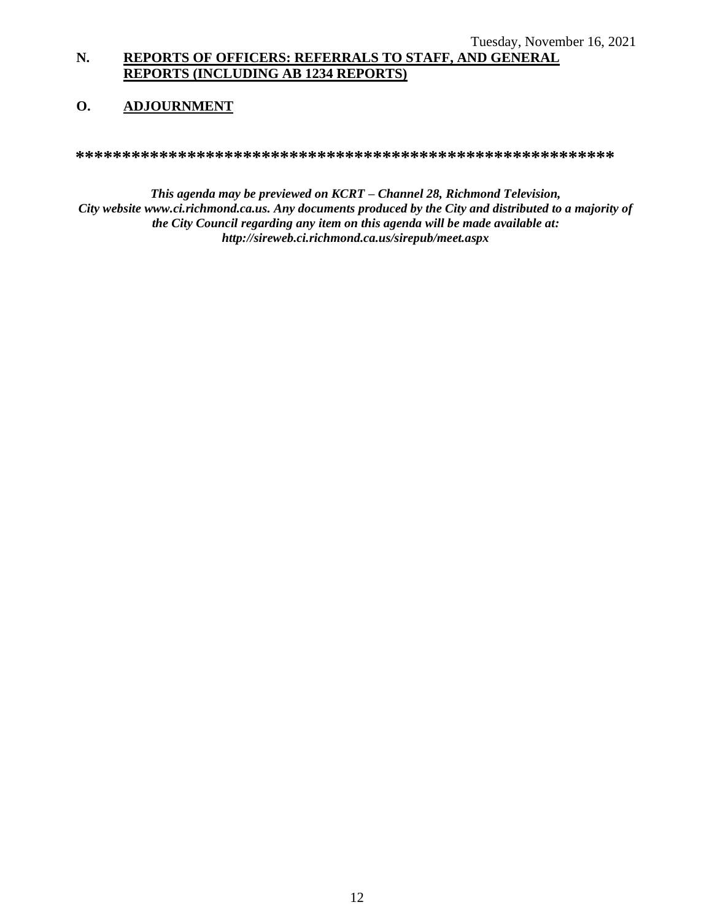## N. REPORTS OF OFFICERS: REFERRALS TO STAFF, AND GENERAL REPORTS (INCLUDING AB 1234 REPORTS)

## O. ADJOURNMENT

**\*\*\*\*\*\*\*\*\*\*\*\*\*\*\*\*\*\*\*\*\*\*\*\*\*\*\*\*\*\*\*\*\*\*\*\*\*\*\*\*\*\*\*\*\*\*\*\*\*\*\*\*\*\*\*\*\*\***

***This agenda may be previewed on KCRT – Channel 28, Richmond Television, City website www.ci.richmond.ca.us. Any documents produced by the City and distributed to a majority of the City Council regarding any item on this agenda will be made available at: http://sireweb.ci.richmond.ca.us/sirepub/meet.aspx***